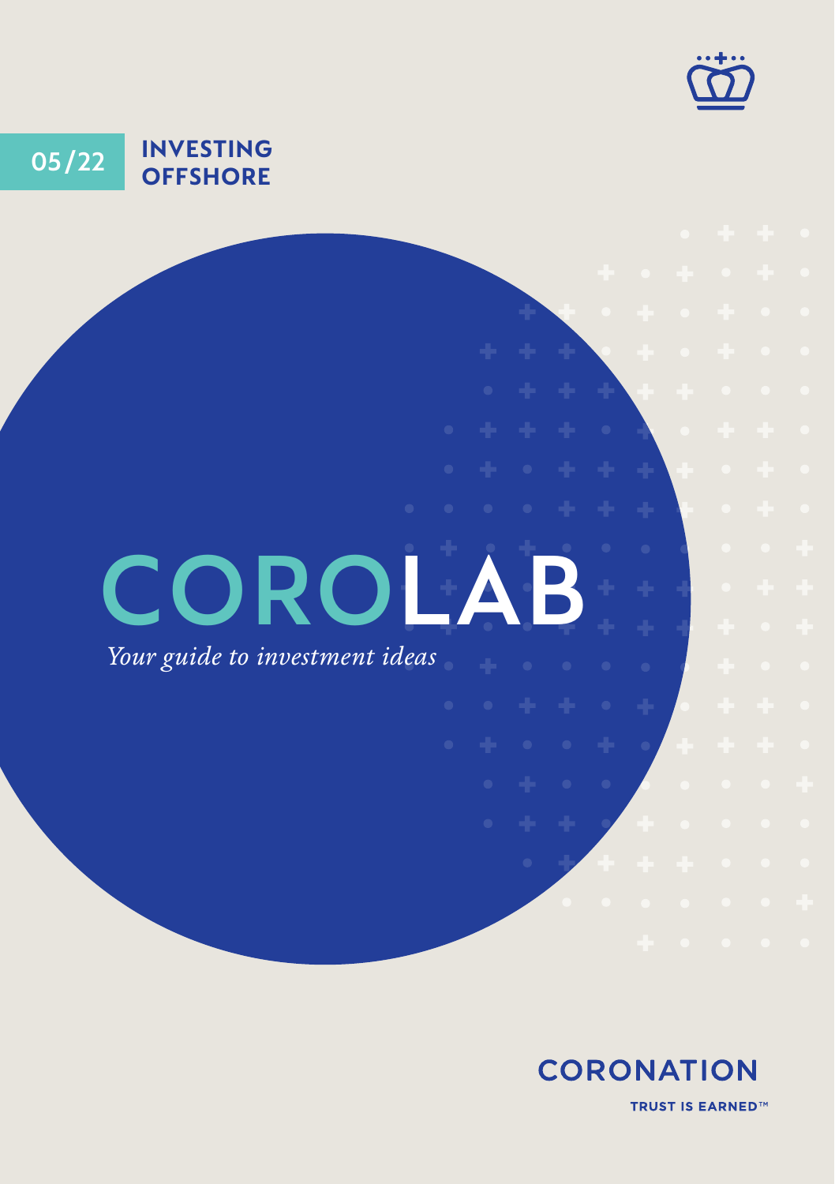05/22 **INVESTING OFFSHORE**

# COROLAB

*Your guide to investment ideas*

**CORONATION**

**TRUST IS EARNED™**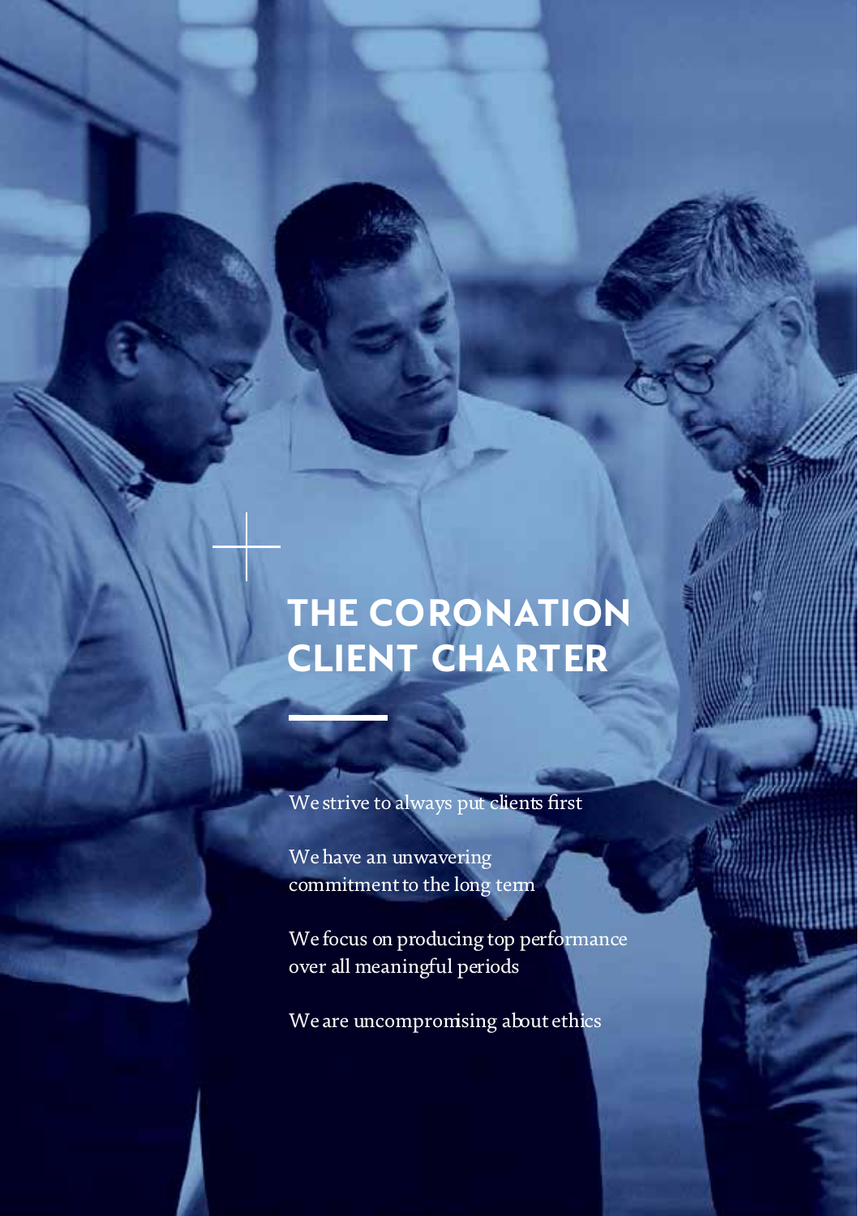# THE CORONATION CLIENT CHARTER

We strive to always put clients first

We have an unwavering commitment to the long term

We focus on producing top performance over all meaningful periods

We are uncompromising about ethics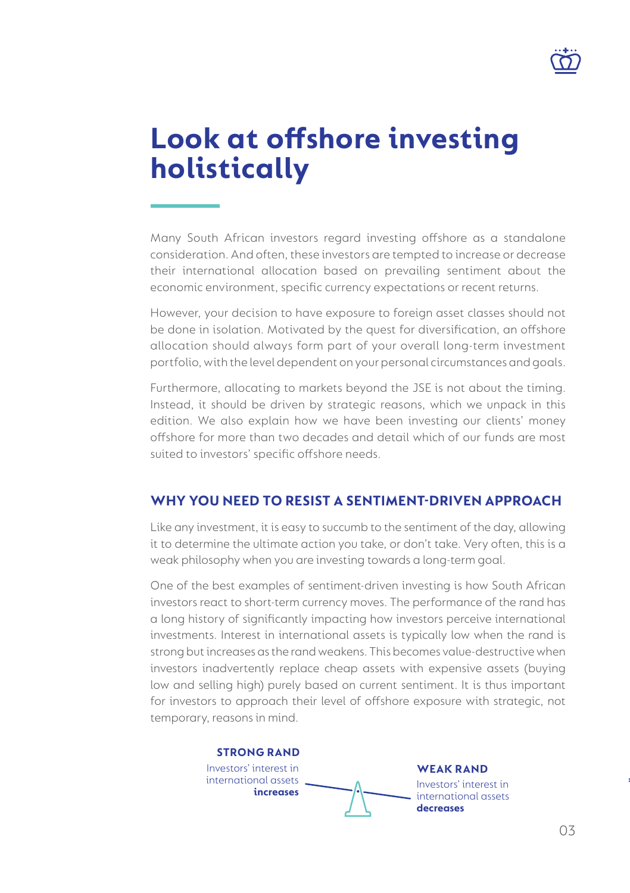# Look at offshore investing holistically

Many South African investors regard investing offshore as a standalone consideration. And often, these investors are tempted to increase or decrease their international allocation based on prevailing sentiment about the economic environment, specific currency expectations or recent returns.

However, your decision to have exposure to foreign asset classes should not be done in isolation. Motivated by the quest for diversification, an offshore allocation should always form part of your overall long-term investment portfolio, with the level dependent on your personal circumstances and goals.

Furthermore, allocating to markets beyond the JSE is not about the timing. Instead, it should be driven by strategic reasons, which we unpack in this edition. We also explain how we have been investing our clients' money offshore for more than two decades and detail which of our funds are most suited to investors' specific offshore needs.

## WHY YOU NEED TO RESIST A SENTIMENT-DRIVEN APPROACH

Like any investment, it is easy to succumb to the sentiment of the day, allowing it to determine the ultimate action you take, or don't take. Very often, this is a weak philosophy when you are investing towards a long-term goal.

One of the best examples of sentiment-driven investing is how South African investors react to short-term currency moves. The performance of the rand has a long history of significantly impacting how investors perceive international investments. Interest in international assets is typically low when the rand is strong but increases as the rand weakens. This becomes value-destructive when investors inadvertently replace cheap assets with expensive assets (buying low and selling high) purely based on current sentiment. It is thus important for investors to approach their level of offshore exposure with strategic, not temporary, reasons in mind.

**STRONG RAND**
Investors' interest in international assets **increases**

**WEAK RAND**
Investors' interest in international assets **decreases**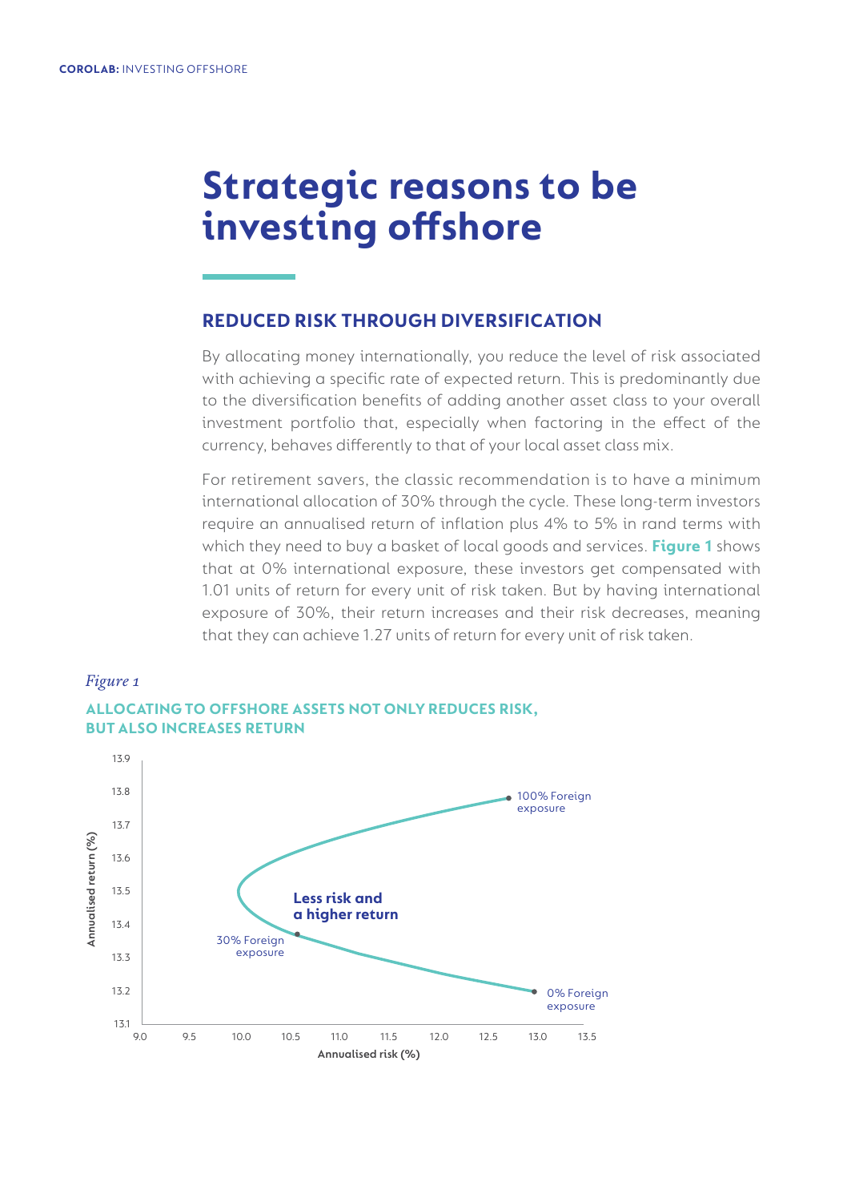# Strategic reasons to be investing offshore

## REDUCED RISK THROUGH DIVERSIFICATION

By allocating money internationally, you reduce the level of risk associated with achieving a specific rate of expected return. This is predominantly due to the diversification benefits of adding another asset class to your overall investment portfolio that, especially when factoring in the effect of the currency, behaves differently to that of your local asset class mix.

For retirement savers, the classic recommendation is to have a minimum international allocation of 30% through the cycle. These long-term investors require an annualised return of inflation plus 4% to 5% in rand terms with which they need to buy a basket of local goods and services. **Figure 1** shows that at 0% international exposure, these investors get compensated with 1.01 units of return for every unit of risk taken. But by having international exposure of 30%, their return increases and their risk decreases, meaning that they can achieve 1.27 units of return for every unit of risk taken.

*Figure 1*

**ALLOCATING TO OFFSHORE ASSETS NOT ONLY REDUCES RISK, BUT ALSO INCREASES RETURN**

Annualised return (%): 13.1, 13.2, 13.3, 13.4, 13.5, 13.6, 13.7, 13.8, 13.9

Annualised risk (%): 9.0, 9.5, 10.0, 10.5, 11.0, 11.5, 12.0, 12.5, 13.0, 13.5

100% Foreign exposure

Less risk and a higher return

30% Foreign exposure

0% Foreign exposure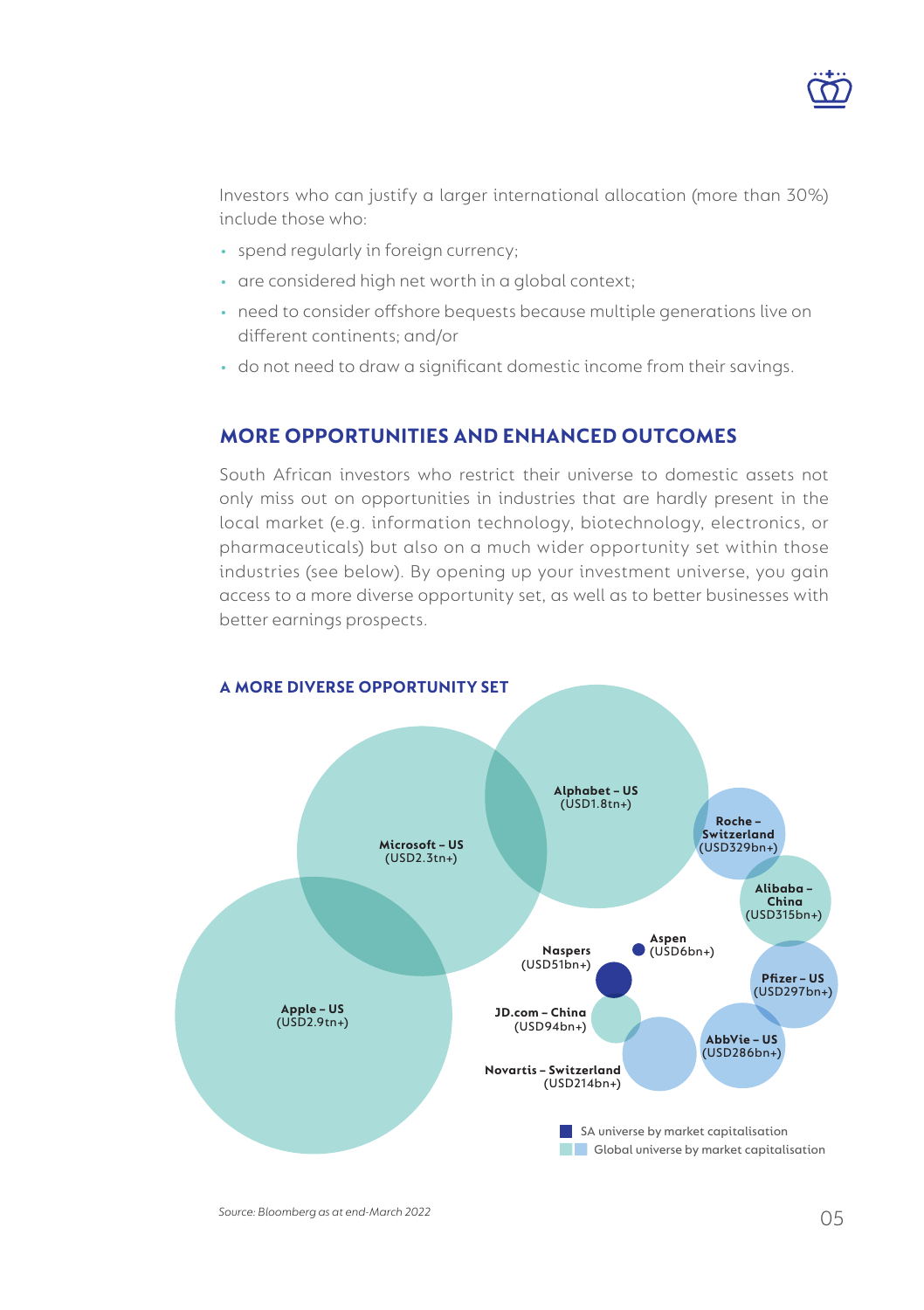Investors who can justify a larger international allocation (more than 30%) include those who:

- spend regularly in foreign currency;
- are considered high net worth in a global context;
- need to consider offshore bequests because multiple generations live on different continents; and/or
- do not need to draw a significant domestic income from their savings.

## MORE OPPORTUNITIES AND ENHANCED OUTCOMES

South African investors who restrict their universe to domestic assets not only miss out on opportunities in industries that are hardly present in the local market (e.g. information technology, biotechnology, electronics, or pharmaceuticals) but also on a much wider opportunity set within those industries (see below). By opening up your investment universe, you gain access to a more diverse opportunity set, as well as to better businesses with better earnings prospects.

### A MORE DIVERSE OPPORTUNITY SET

Alphabet – US (USD1.8tn+)

Microsoft – US (USD2.3tn+)

Roche – Switzerland (USD329bn+)

Alibaba – China (USD315bn+)

Aspen (USD6bn+)

Naspers (USD51bn+)

Pfizer – US (USD297bn+)

Apple – US (USD2.9tn+)

JD.com – China (USD94bn+)

AbbVie – US (USD286bn+)

Novartis – Switzerland (USD214bn+)

SA universe by market capitalisation

Global universe by market capitalisation

*Source: Bloomberg as at end-March 2022*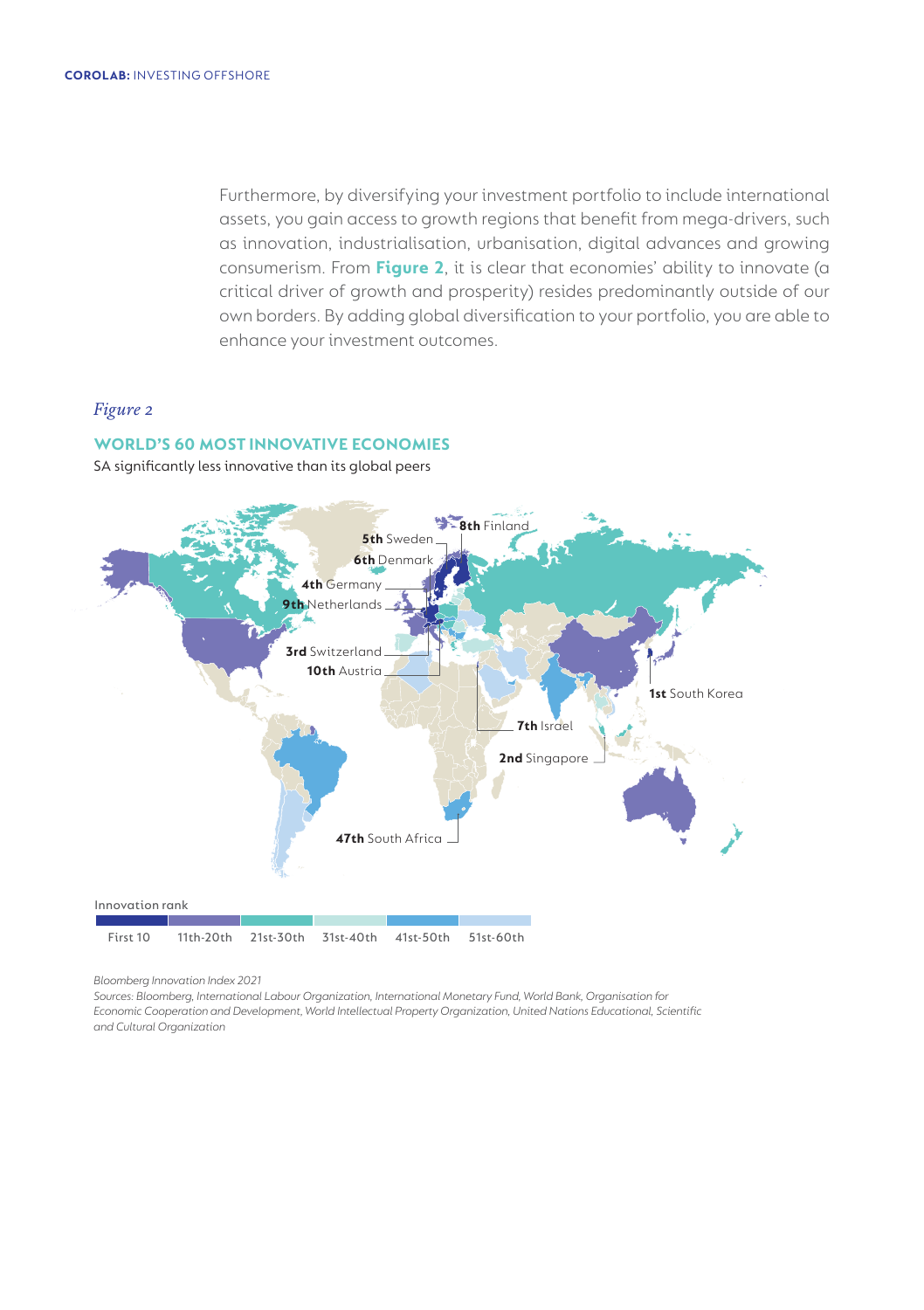Furthermore, by diversifying your investment portfolio to include international assets, you gain access to growth regions that benefit from mega-drivers, such as innovation, industrialisation, urbanisation, digital advances and growing consumerism. From **Figure 2**, it is clear that economies' ability to innovate (a critical driver of growth and prosperity) resides predominantly outside of our own borders. By adding global diversification to your portfolio, you are able to enhance your investment outcomes.

*Figure 2*

**WORLD'S 60 MOST INNOVATIVE ECONOMIES**

SA significantly less innovative than its global peers

**8th** Finland
**5th** Sweden
**6th** Denmark
**4th** Germany
**9th** Netherlands
**3rd** Switzerland
**10th** Austria
**1st** South Korea
**7th** Israel
**2nd** Singapore
**47th** South Africa

Innovation rank

First 10 | 11th-20th | 21st-30th | 31st-40th | 41st-50th | 51st-60th

*Bloomberg Innovation Index 2021*

*Sources: Bloomberg, International Labour Organization, International Monetary Fund, World Bank, Organisation for Economic Cooperation and Development, World Intellectual Property Organization, United Nations Educational, Scientific and Cultural Organization*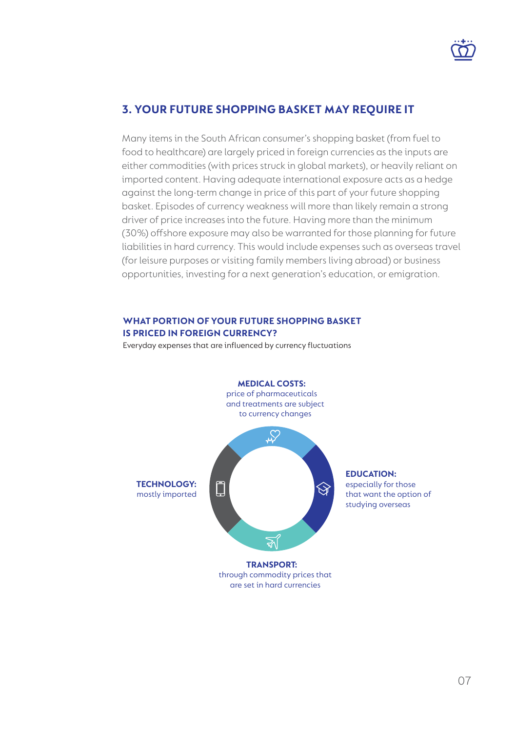## 3. YOUR FUTURE SHOPPING BASKET MAY REQUIRE IT

Many items in the South African consumer's shopping basket (from fuel to food to healthcare) are largely priced in foreign currencies as the inputs are either commodities (with prices struck in global markets), or heavily reliant on imported content. Having adequate international exposure acts as a hedge against the long-term change in price of this part of your future shopping basket. Episodes of currency weakness will more than likely remain a strong driver of price increases into the future. Having more than the minimum (30%) offshore exposure may also be warranted for those planning for future liabilities in hard currency. This would include expenses such as overseas travel (for leisure purposes or visiting family members living abroad) or business opportunities, investing for a next generation's education, or emigration.

### WHAT PORTION OF YOUR FUTURE SHOPPING BASKET IS PRICED IN FOREIGN CURRENCY?

Everyday expenses that are influenced by currency fluctuations

**MEDICAL COSTS:** price of pharmaceuticals and treatments are subject to currency changes

**EDUCATION:** especially for those that want the option of studying overseas

**TRANSPORT:** through commodity prices that are set in hard currencies

**TECHNOLOGY:** mostly imported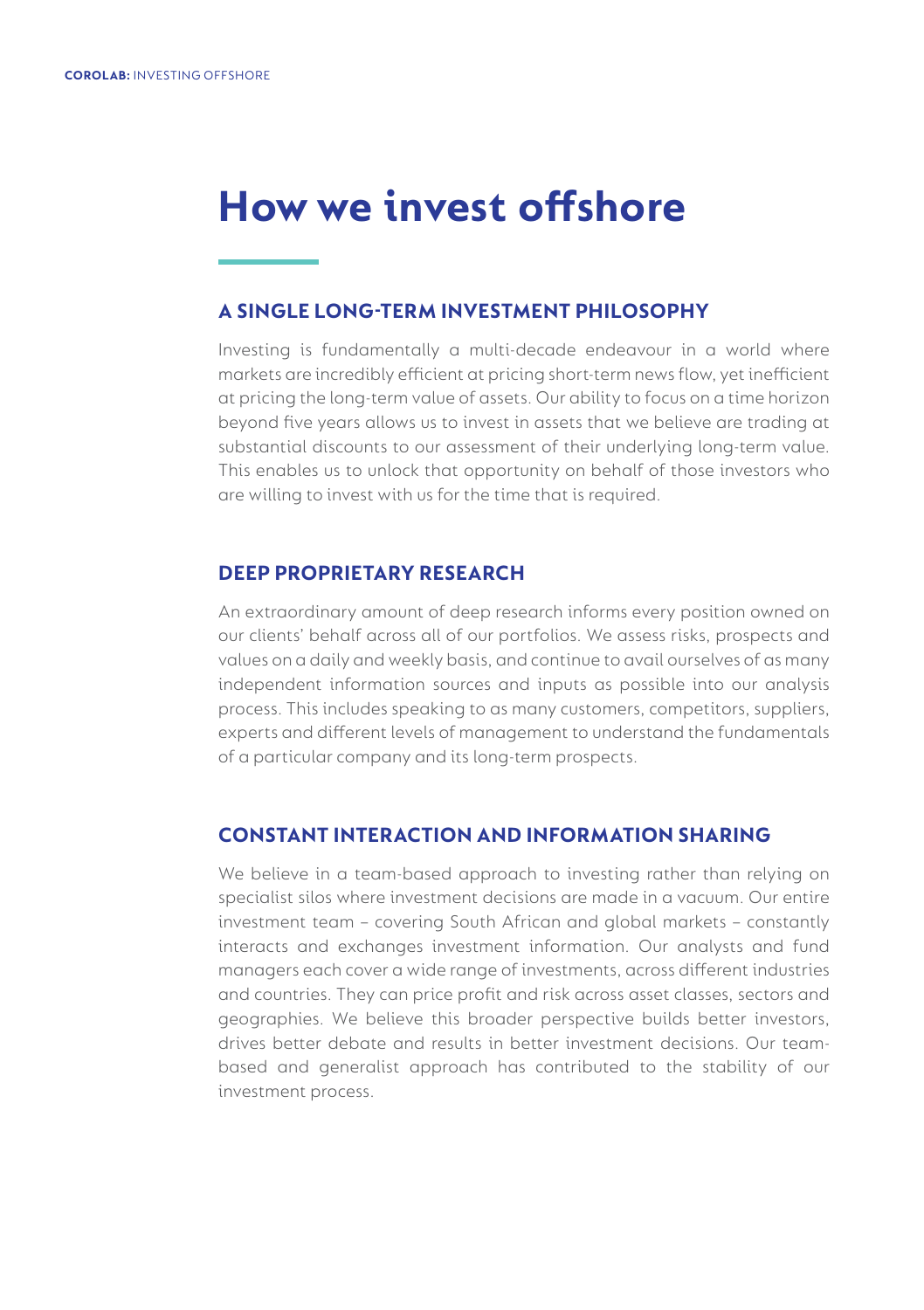# How we invest offshore

## A SINGLE LONG-TERM INVESTMENT PHILOSOPHY

Investing is fundamentally a multi-decade endeavour in a world where markets are incredibly efficient at pricing short-term news flow, yet inefficient at pricing the long-term value of assets. Our ability to focus on a time horizon beyond five years allows us to invest in assets that we believe are trading at substantial discounts to our assessment of their underlying long-term value. This enables us to unlock that opportunity on behalf of those investors who are willing to invest with us for the time that is required.

## DEEP PROPRIETARY RESEARCH

An extraordinary amount of deep research informs every position owned on our clients' behalf across all of our portfolios. We assess risks, prospects and values on a daily and weekly basis, and continue to avail ourselves of as many independent information sources and inputs as possible into our analysis process. This includes speaking to as many customers, competitors, suppliers, experts and different levels of management to understand the fundamentals of a particular company and its long-term prospects.

## CONSTANT INTERACTION AND INFORMATION SHARING

We believe in a team-based approach to investing rather than relying on specialist silos where investment decisions are made in a vacuum. Our entire investment team – covering South African and global markets – constantly interacts and exchanges investment information. Our analysts and fund managers each cover a wide range of investments, across different industries and countries. They can price profit and risk across asset classes, sectors and geographies. We believe this broader perspective builds better investors, drives better debate and results in better investment decisions. Our team-based and generalist approach has contributed to the stability of our investment process.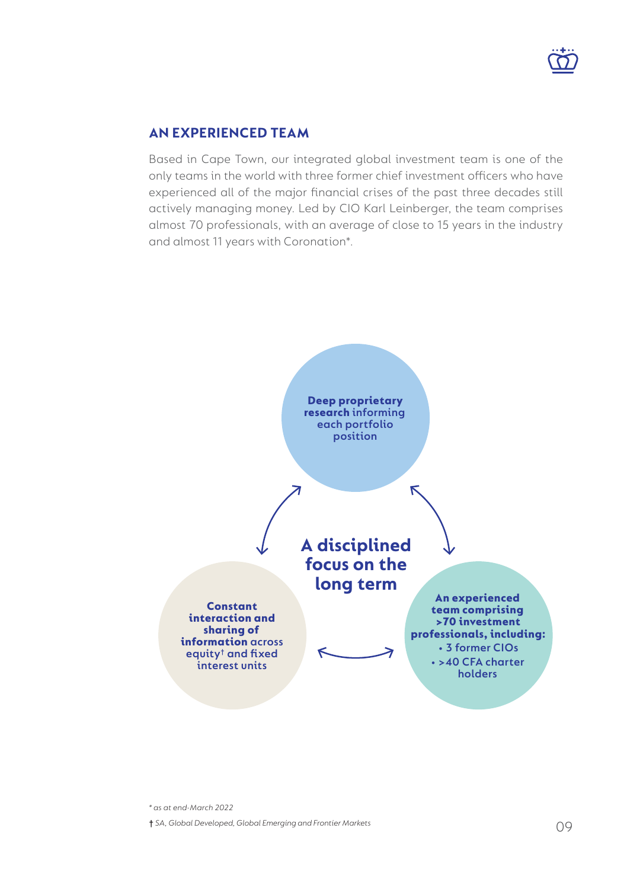## AN EXPERIENCED TEAM

Based in Cape Town, our integrated global investment team is one of the only teams in the world with three former chief investment officers who have experienced all of the major financial crises of the past three decades still actively managing money. Led by CIO Karl Leinberger, the team comprises almost 70 professionals, with an average of close to 15 years in the industry and almost 11 years with Coronation*.

**Deep proprietary research** informing each portfolio position

**A disciplined focus on the long term**

**Constant interaction and sharing of information** across equity† and fixed interest units

**An experienced team comprising >70 investment professionals, including:**
- 3 former CIOs
- >40 CFA charter holders

*\* as at end-March 2022*

*† SA, Global Developed, Global Emerging and Frontier Markets*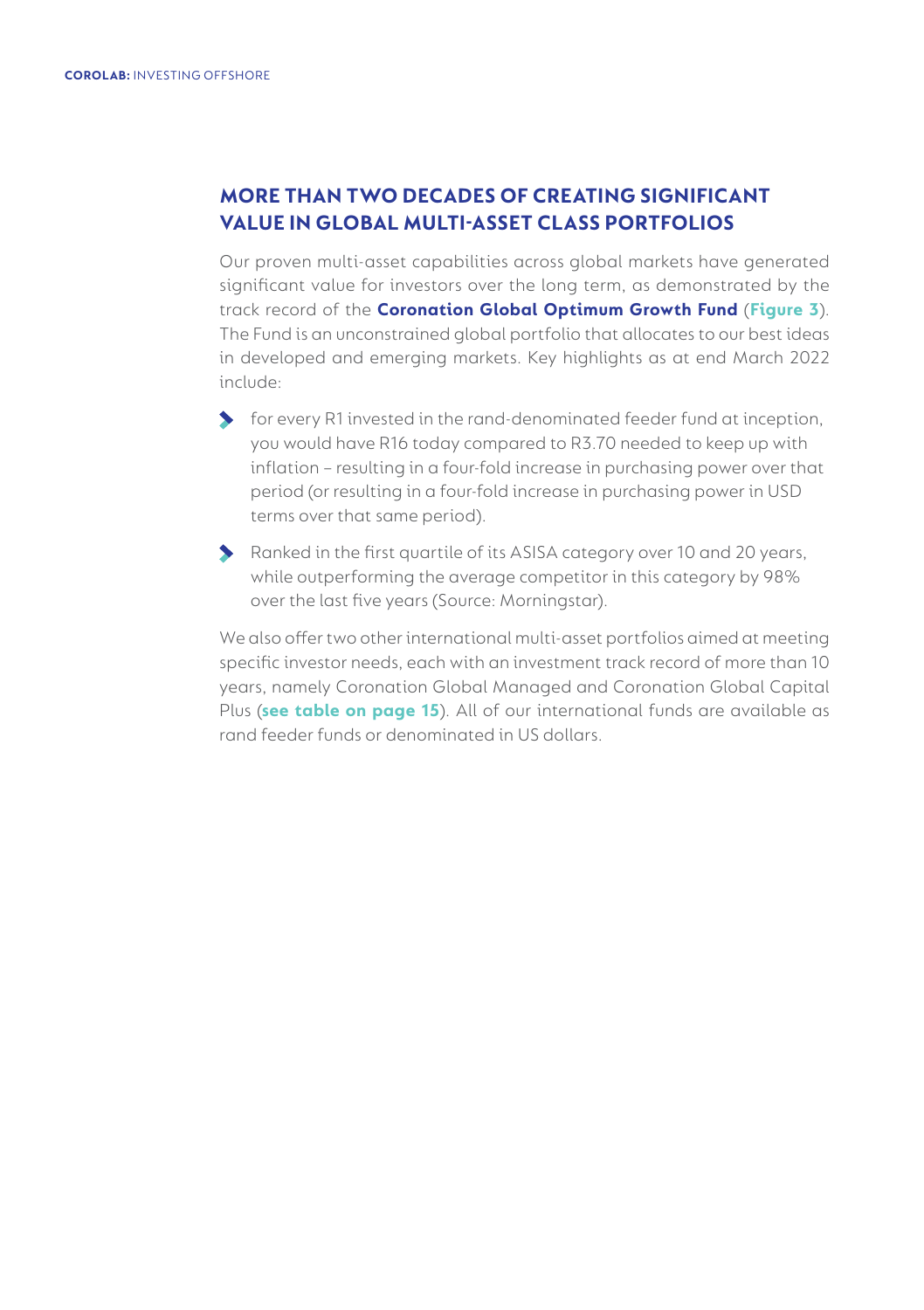## MORE THAN TWO DECADES OF CREATING SIGNIFICANT VALUE IN GLOBAL MULTI-ASSET CLASS PORTFOLIOS

Our proven multi-asset capabilities across global markets have generated significant value for investors over the long term, as demonstrated by the track record of the **Coronation Global Optimum Growth Fund** (**Figure 3**). The Fund is an unconstrained global portfolio that allocates to our best ideas in developed and emerging markets. Key highlights as at end March 2022 include:

- for every R1 invested in the rand-denominated feeder fund at inception, you would have R16 today compared to R3.70 needed to keep up with inflation – resulting in a four-fold increase in purchasing power over that period (or resulting in a four-fold increase in purchasing power in USD terms over that same period).
- Ranked in the first quartile of its ASISA category over 10 and 20 years, while outperforming the average competitor in this category by 98% over the last five years (Source: Morningstar).

We also offer two other international multi-asset portfolios aimed at meeting specific investor needs, each with an investment track record of more than 10 years, namely Coronation Global Managed and Coronation Global Capital Plus (**see table on page 15**). All of our international funds are available as rand feeder funds or denominated in US dollars.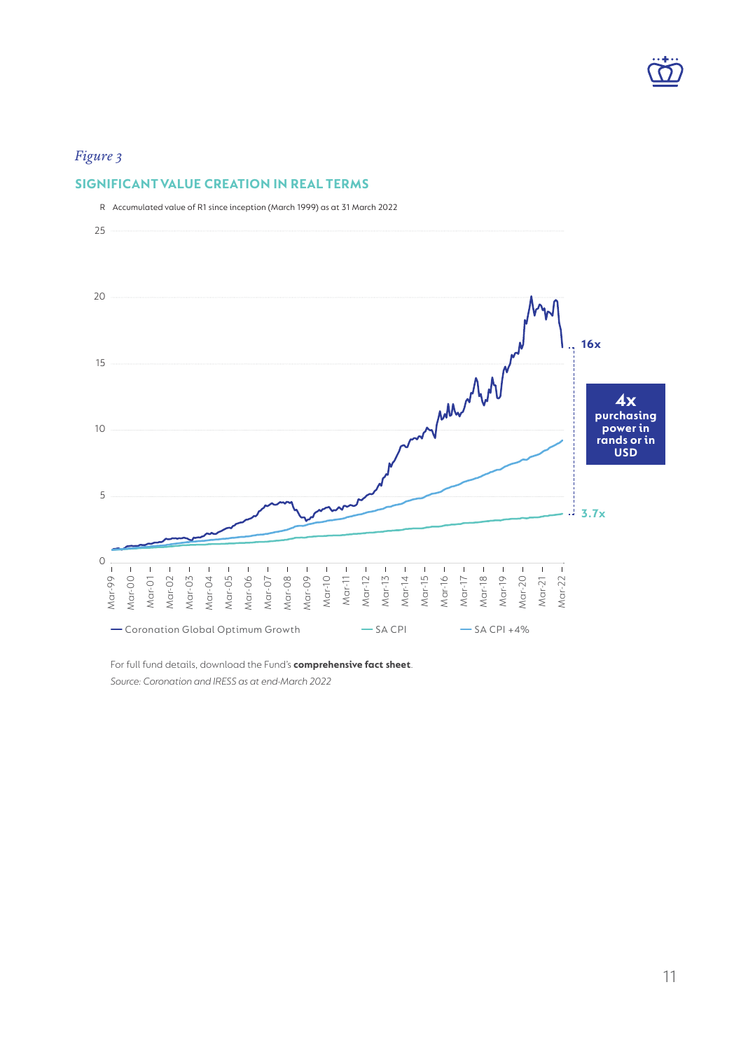*Figure 3*

## SIGNIFICANT VALUE CREATION IN REAL TERMS

R Accumulated value of R1 since inception (March 1999) as at 31 March 2022

16x

**4x purchasing power in rands or in USD**

3.7x

— Coronation Global Optimum Growth — SA CPI — SA CPI +4%

For full fund details, download the Fund's **comprehensive fact sheet**.

*Source: Coronation and IRESS as at end-March 2022*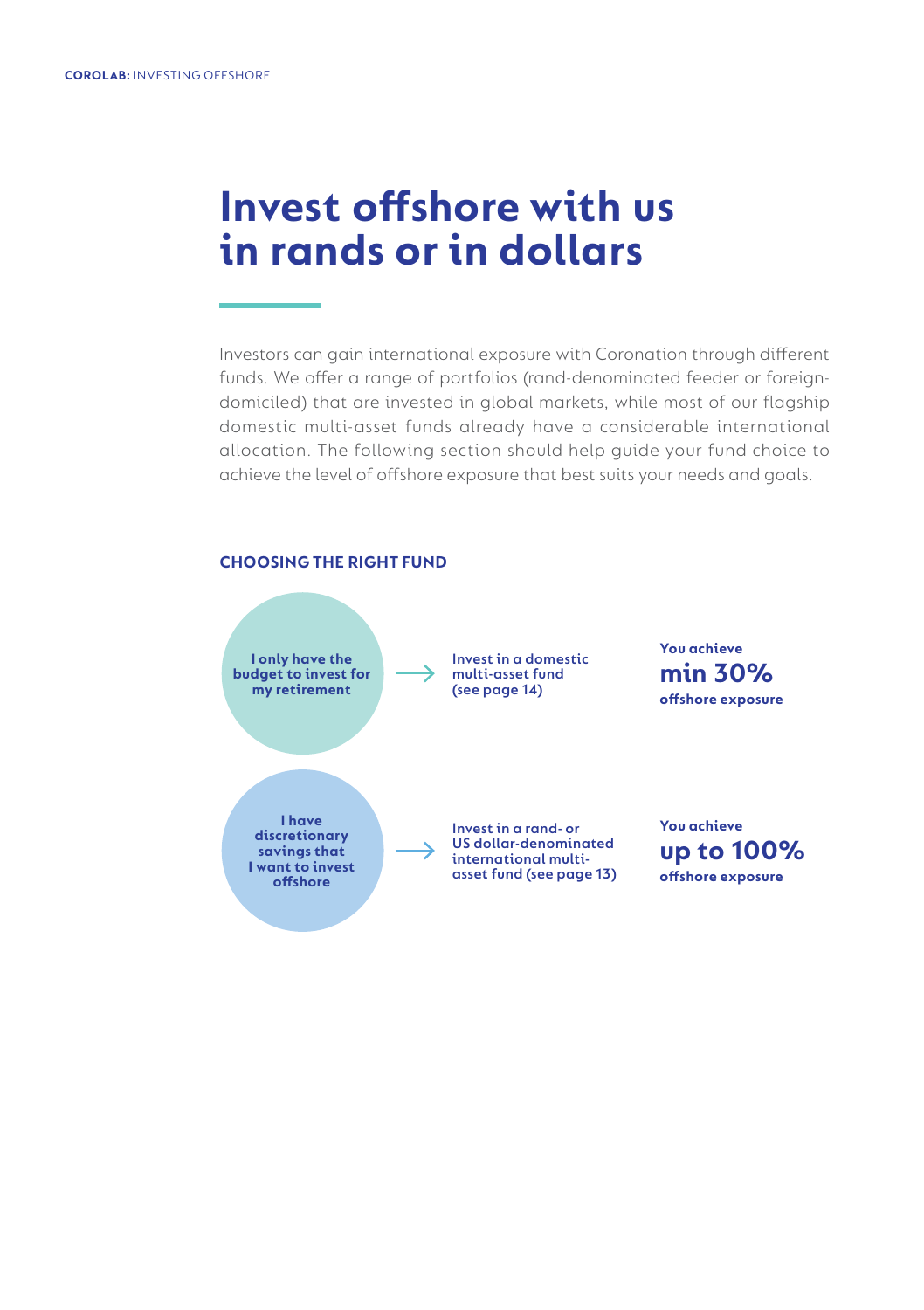# Invest offshore with us in rands or in dollars

Investors can gain international exposure with Coronation through different funds. We offer a range of portfolios (rand-denominated feeder or foreign-domiciled) that are invested in global markets, while most of our flagship domestic multi-asset funds already have a considerable international allocation. The following section should help guide your fund choice to achieve the level of offshore exposure that best suits your needs and goals.

## CHOOSING THE RIGHT FUND

**I only have the budget to invest for my retirement** → **Invest in a domestic multi-asset fund (see page 14)** → **You achieve min 30% offshore exposure**

**I have discretionary savings that I want to invest offshore** → **Invest in a rand- or US dollar-denominated international multi-asset fund (see page 13)** → **You achieve up to 100% offshore exposure**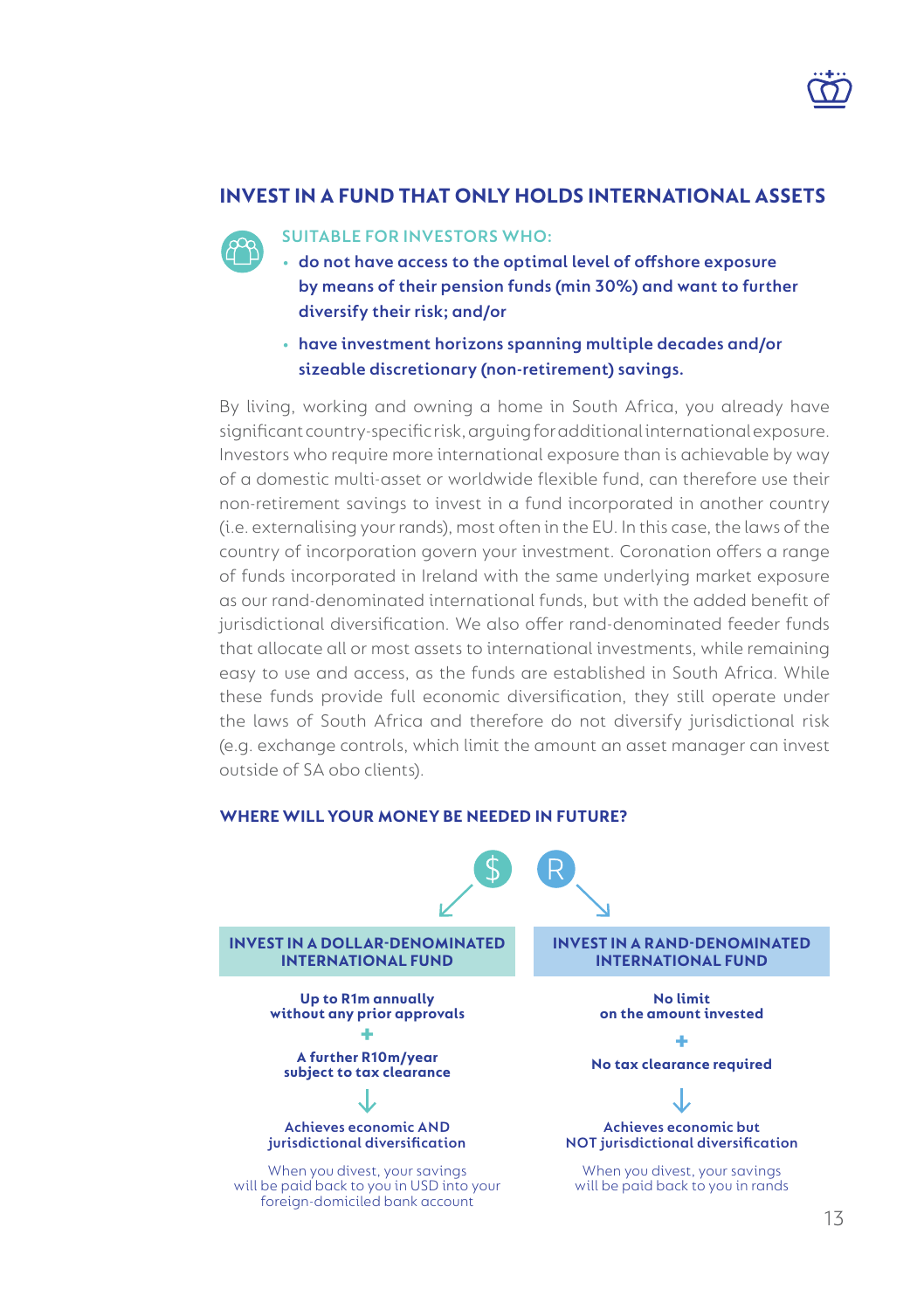## INVEST IN A FUND THAT ONLY HOLDS INTERNATIONAL ASSETS

### SUITABLE FOR INVESTORS WHO:

- **do not have access to the optimal level of offshore exposure by means of their pension funds (min 30%) and want to further diversify their risk; and/or**
- **have investment horizons spanning multiple decades and/or sizeable discretionary (non-retirement) savings.**

By living, working and owning a home in South Africa, you already have significant country-specific risk, arguing for additional international exposure. Investors who require more international exposure than is achievable by way of a domestic multi-asset or worldwide flexible fund, can therefore use their non-retirement savings to invest in a fund incorporated in another country (i.e. externalising your rands), most often in the EU. In this case, the laws of the country of incorporation govern your investment. Coronation offers a range of funds incorporated in Ireland with the same underlying market exposure as our rand-denominated international funds, but with the added benefit of jurisdictional diversification. We also offer rand-denominated feeder funds that allocate all or most assets to international investments, while remaining easy to use and access, as the funds are established in South Africa. While these funds provide full economic diversification, they still operate under the laws of South Africa and therefore do not diversify jurisdictional risk (e.g. exchange controls, which limit the amount an asset manager can invest outside of SA obo clients).

### WHERE WILL YOUR MONEY BE NEEDED IN FUTURE?

| $ INVEST IN A DOLLAR-DENOMINATED INTERNATIONAL FUND | R INVEST IN A RAND-DENOMINATED INTERNATIONAL FUND |
|---|---|
| **Up to R1m annually without any prior approvals** | **No limit on the amount invested** |
| + | + |
| **A further R10m/year subject to tax clearance** | **No tax clearance required** |
| ↓ | ↓ |
| **Achieves economic AND jurisdictional diversification** | **Achieves economic but NOT jurisdictional diversification** |
| When you divest, your savings will be paid back to you in USD into your foreign-domiciled bank account | When you divest, your savings will be paid back to you in rands |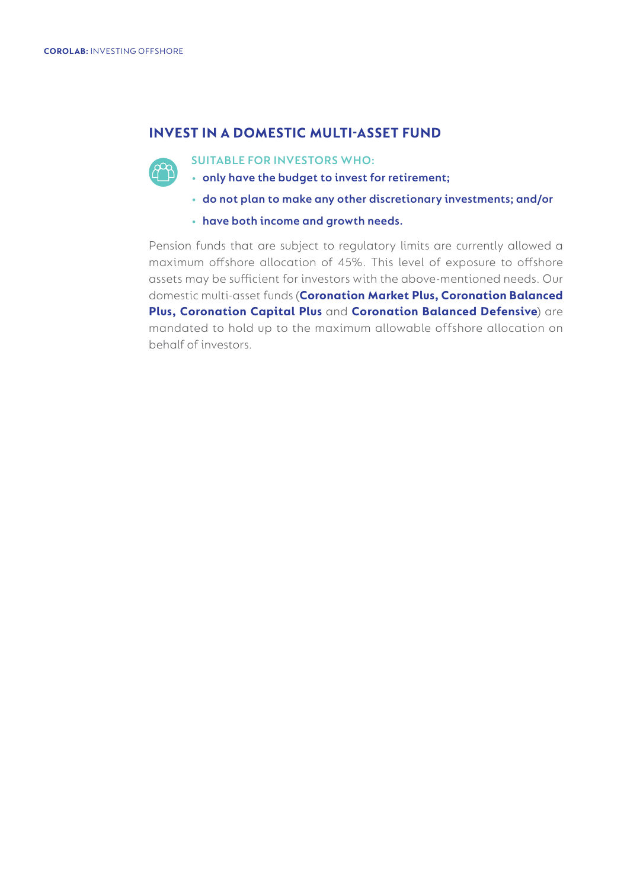## INVEST IN A DOMESTIC MULTI-ASSET FUND

SUITABLE FOR INVESTORS WHO:

- **only have the budget to invest for retirement;**
- **do not plan to make any other discretionary investments; and/or**
- **have both income and growth needs.**

Pension funds that are subject to regulatory limits are currently allowed a maximum offshore allocation of 45%. This level of exposure to offshore assets may be sufficient for investors with the above-mentioned needs. Our domestic multi-asset funds (**Coronation Market Plus, Coronation Balanced Plus, Coronation Capital Plus** and **Coronation Balanced Defensive**) are mandated to hold up to the maximum allowable offshore allocation on behalf of investors.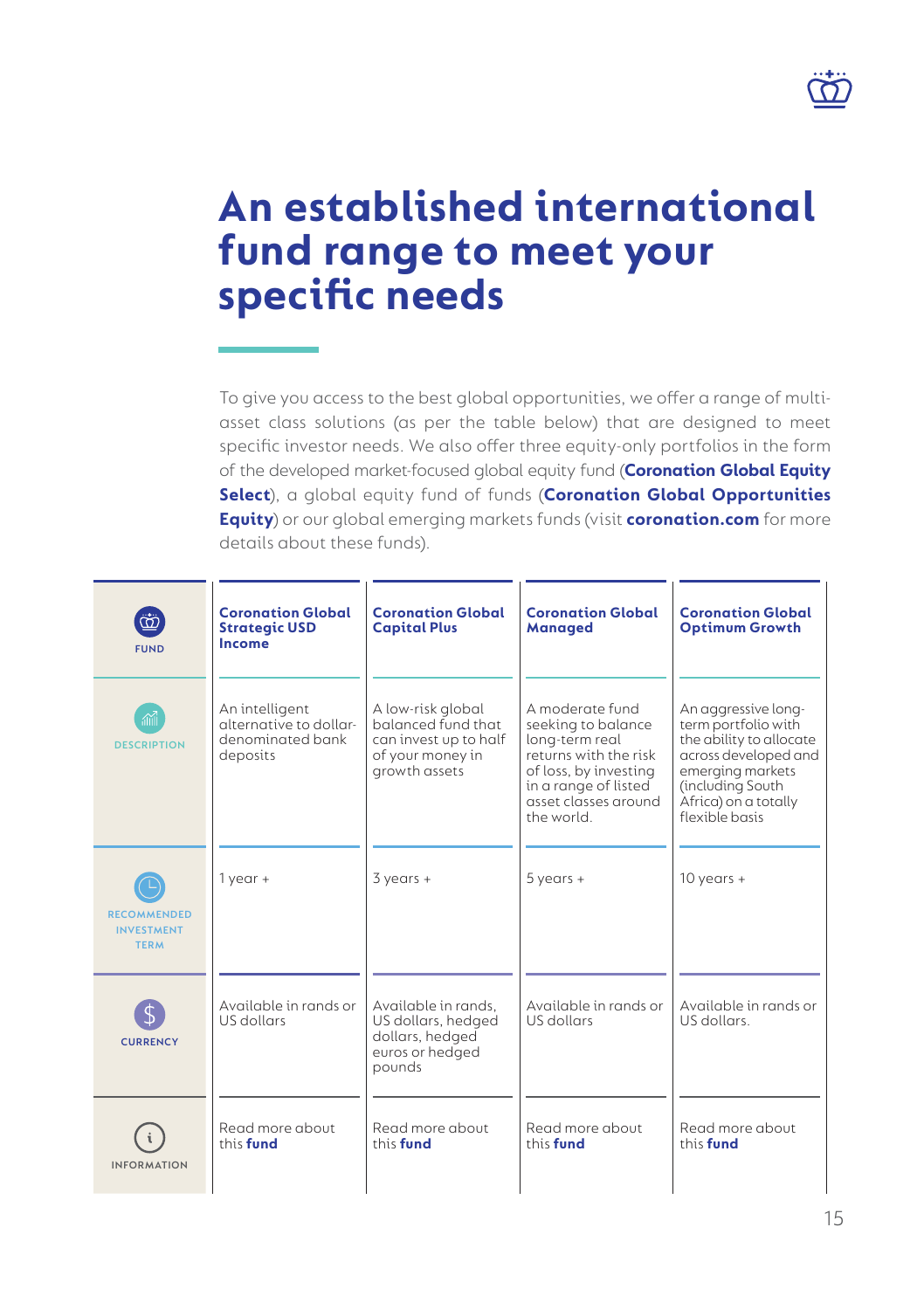# An established international fund range to meet your specific needs

To give you access to the best global opportunities, we offer a range of multi-asset class solutions (as per the table below) that are designed to meet specific investor needs. We also offer three equity-only portfolios in the form of the developed market-focused global equity fund (**Coronation Global Equity Select**), a global equity fund of funds (**Coronation Global Opportunities Equity**) or our global emerging markets funds (visit **coronation.com** for more details about these funds).

| FUND | Coronation Global Strategic USD Income | Coronation Global Capital Plus | Coronation Global Managed | Coronation Global Optimum Growth |
|---|---|---|---|---|
| DESCRIPTION | An intelligent alternative to dollar-denominated bank deposits | A low-risk global balanced fund that can invest up to half of your money in growth assets | A moderate fund seeking to balance long-term real returns with the risk of loss, by investing in a range of listed asset classes around the world. | An aggressive long-term portfolio with the ability to allocate across developed and emerging markets (including South Africa) on a totally flexible basis |
| RECOMMENDED INVESTMENT TERM | 1 year + | 3 years + | 5 years + | 10 years + |
| CURRENCY | Available in rands or US dollars | Available in rands, US dollars, hedged dollars, hedged euros or hedged pounds | Available in rands or US dollars | Available in rands or US dollars. |
| INFORMATION | Read more about this **fund** | Read more about this **fund** | Read more about this **fund** | Read more about this **fund** |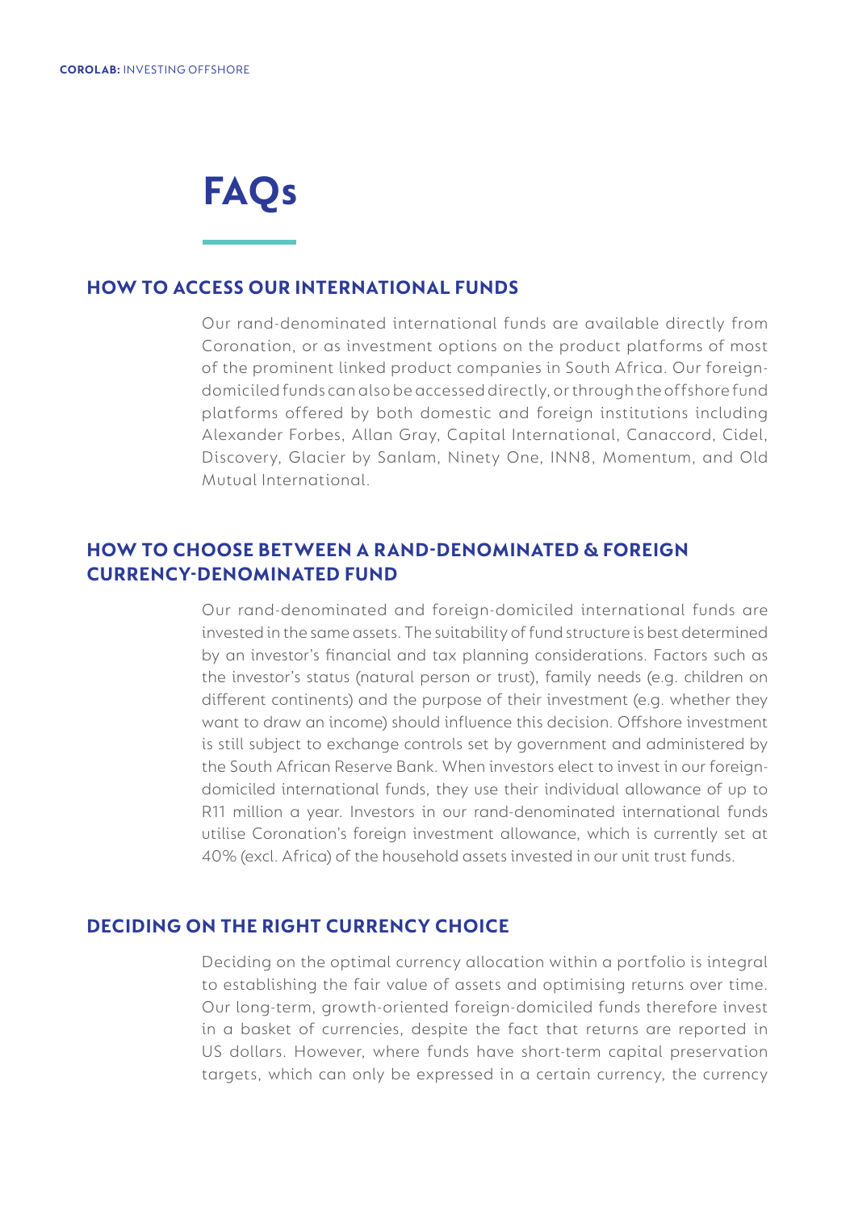# FAQs

## HOW TO ACCESS OUR INTERNATIONAL FUNDS

Our rand-denominated international funds are available directly from Coronation, or as investment options on the product platforms of most of the prominent linked product companies in South Africa. Our foreign-domiciled funds can also be accessed directly, or through the offshore fund platforms offered by both domestic and foreign institutions including Alexander Forbes, Allan Gray, Capital International, Canaccord, Cidel, Discovery, Glacier by Sanlam, Ninety One, INN8, Momentum, and Old Mutual International.

## HOW TO CHOOSE BETWEEN A RAND-DENOMINATED & FOREIGN CURRENCY-DENOMINATED FUND

Our rand-denominated and foreign-domiciled international funds are invested in the same assets. The suitability of fund structure is best determined by an investor's financial and tax planning considerations. Factors such as the investor's status (natural person or trust), family needs (e.g. children on different continents) and the purpose of their investment (e.g. whether they want to draw an income) should influence this decision. Offshore investment is still subject to exchange controls set by government and administered by the South African Reserve Bank. When investors elect to invest in our foreign-domiciled international funds, they use their individual allowance of up to R11 million a year. Investors in our rand-denominated international funds utilise Coronation's foreign investment allowance, which is currently set at 40% (excl. Africa) of the household assets invested in our unit trust funds.

## DECIDING ON THE RIGHT CURRENCY CHOICE

Deciding on the optimal currency allocation within a portfolio is integral to establishing the fair value of assets and optimising returns over time. Our long-term, growth-oriented foreign-domiciled funds therefore invest in a basket of currencies, despite the fact that returns are reported in US dollars. However, where funds have short-term capital preservation targets, which can only be expressed in a certain currency, the currency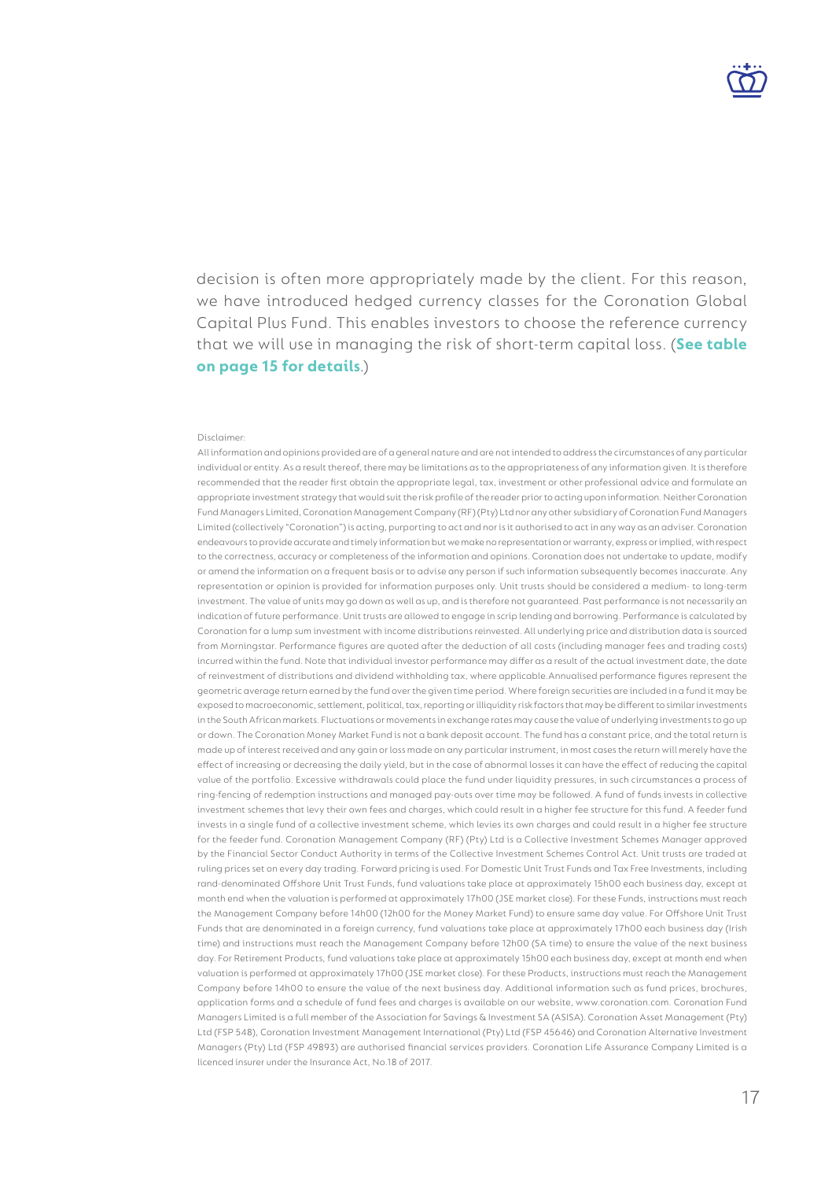decision is often more appropriately made by the client. For this reason, we have introduced hedged currency classes for the Coronation Global Capital Plus Fund. This enables investors to choose the reference currency that we will use in managing the risk of short-term capital loss. (**See table on page 15 for details**.)

Disclaimer:

All information and opinions provided are of a general nature and are not intended to address the circumstances of any particular individual or entity. As a result thereof, there may be limitations as to the appropriateness of any information given. It is therefore recommended that the reader first obtain the appropriate legal, tax, investment or other professional advice and formulate an appropriate investment strategy that would suit the risk profile of the reader prior to acting upon information. Neither Coronation Fund Managers Limited, Coronation Management Company (RF) (Pty) Ltd nor any other subsidiary of Coronation Fund Managers Limited (collectively "Coronation") is acting, purporting to act and nor is it authorised to act in any way as an adviser. Coronation endeavours to provide accurate and timely information but we make no representation or warranty, express or implied, with respect to the correctness, accuracy or completeness of the information and opinions. Coronation does not undertake to update, modify or amend the information on a frequent basis or to advise any person if such information subsequently becomes inaccurate. Any representation or opinion is provided for information purposes only. Unit trusts should be considered a medium- to long-term investment. The value of units may go down as well as up, and is therefore not guaranteed. Past performance is not necessarily an indication of future performance. Unit trusts are allowed to engage in scrip lending and borrowing. Performance is calculated by Coronation for a lump sum investment with income distributions reinvested. All underlying price and distribution data is sourced from Morningstar. Performance figures are quoted after the deduction of all costs (including manager fees and trading costs) incurred within the fund. Note that individual investor performance may differ as a result of the actual investment date, the date of reinvestment of distributions and dividend withholding tax, where applicable. Annualised performance figures represent the geometric average return earned by the fund over the given time period. Where foreign securities are included in a fund it may be exposed to macroeconomic, settlement, political, tax, reporting or illiquidity risk factors that may be different to similar investments in the South African markets. Fluctuations or movements in exchange rates may cause the value of underlying investments to go up or down. The Coronation Money Market Fund is not a bank deposit account. The fund has a constant price, and the total return is made up of interest received and any gain or loss made on any particular instrument, in most cases the return will merely have the effect of increasing or decreasing the daily yield, but in the case of abnormal losses it can have the effect of reducing the capital value of the portfolio. Excessive withdrawals could place the fund under liquidity pressures, in such circumstances a process of ring-fencing of redemption instructions and managed pay-outs over time may be followed. A fund of funds invests in collective investment schemes that levy their own fees and charges, which could result in a higher fee structure for this fund. A feeder fund invests in a single fund of a collective investment scheme, which levies its own charges and could result in a higher fee structure for the feeder fund. Coronation Management Company (RF) (Pty) Ltd is a Collective Investment Schemes Manager approved by the Financial Sector Conduct Authority in terms of the Collective Investment Schemes Control Act. Unit trusts are traded at ruling prices set on every day trading. Forward pricing is used. For Domestic Unit Trust Funds and Tax Free Investments, including rand-denominated Offshore Unit Trust Funds, fund valuations take place at approximately 15h00 each business day, except at month end when the valuation is performed at approximately 17h00 (JSE market close). For these Funds, instructions must reach the Management Company before 14h00 (12h00 for the Money Market Fund) to ensure same day value. For Offshore Unit Trust Funds that are denominated in a foreign currency, fund valuations take place at approximately 17h00 each business day (Irish time) and instructions must reach the Management Company before 12h00 (SA time) to ensure the value of the next business day. For Retirement Products, fund valuations take place at approximately 15h00 each business day, except at month end when valuation is performed at approximately 17h00 (JSE market close). For these Products, instructions must reach the Management Company before 14h00 to ensure the value of the next business day. Additional information such as fund prices, brochures, application forms and a schedule of fund fees and charges is available on our website, www.coronation.com. Coronation Fund Managers Limited is a full member of the Association for Savings & Investment SA (ASISA). Coronation Asset Management (Pty) Ltd (FSP 548), Coronation Investment Management International (Pty) Ltd (FSP 45646) and Coronation Alternative Investment Managers (Pty) Ltd (FSP 49893) are authorised financial services providers. Coronation Life Assurance Company Limited is a licenced insurer under the Insurance Act, No.18 of 2017.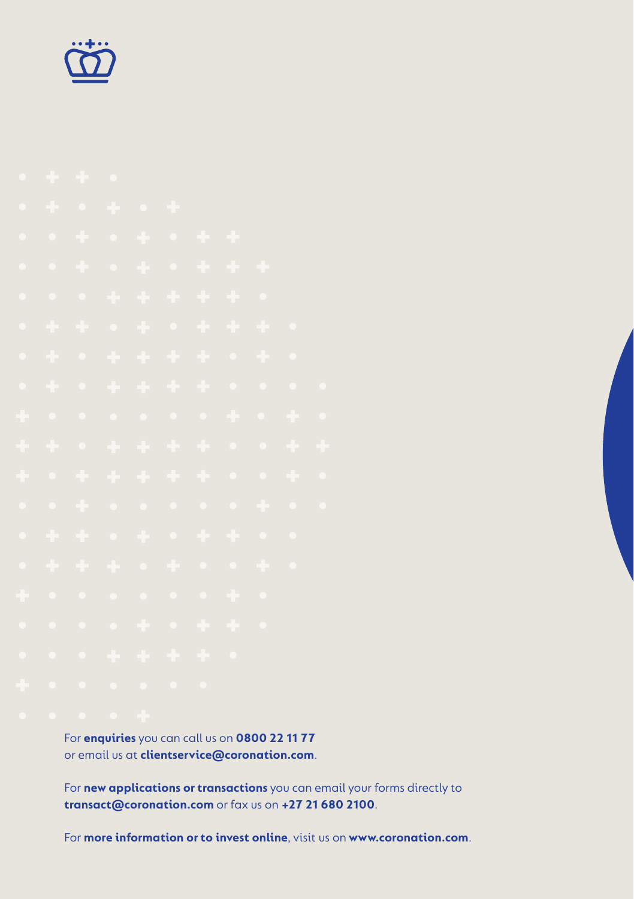For **enquiries** you can call us on **0800 22 11 77** or email us at **clientservice@coronation.com**.

For **new applications or transactions** you can email your forms directly to **transact@coronation.com** or fax us on **+27 21 680 2100**.

For **more information or to invest online**, visit us on **www.coronation.com**.